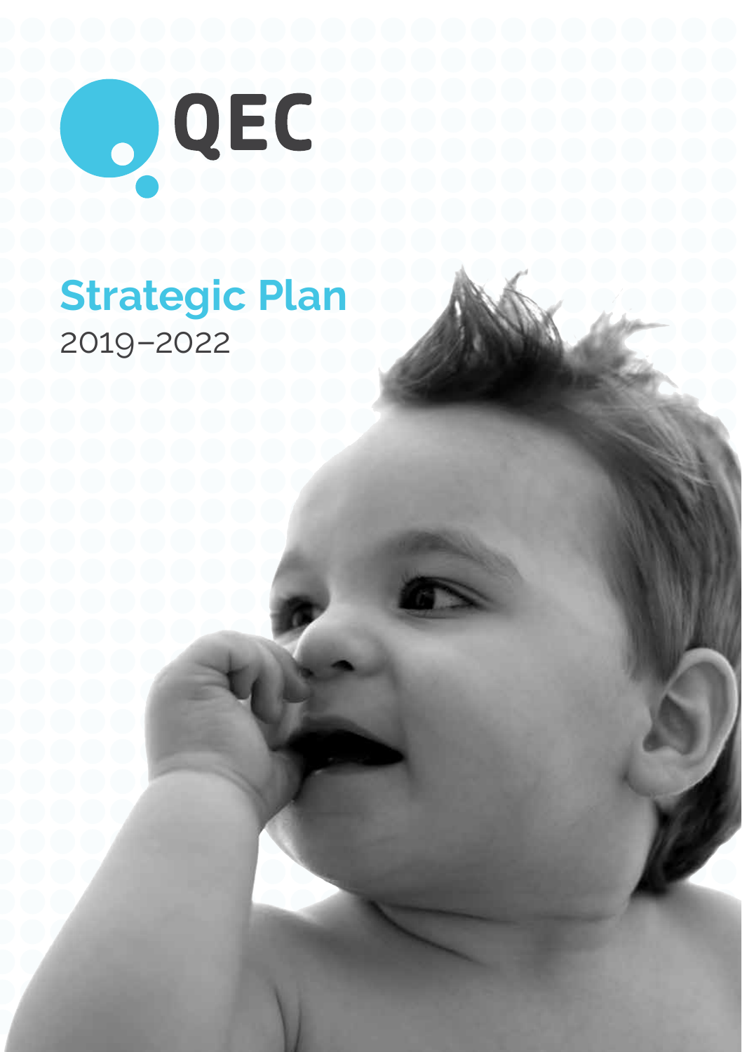QEC

# Strategic Plan

2019–2022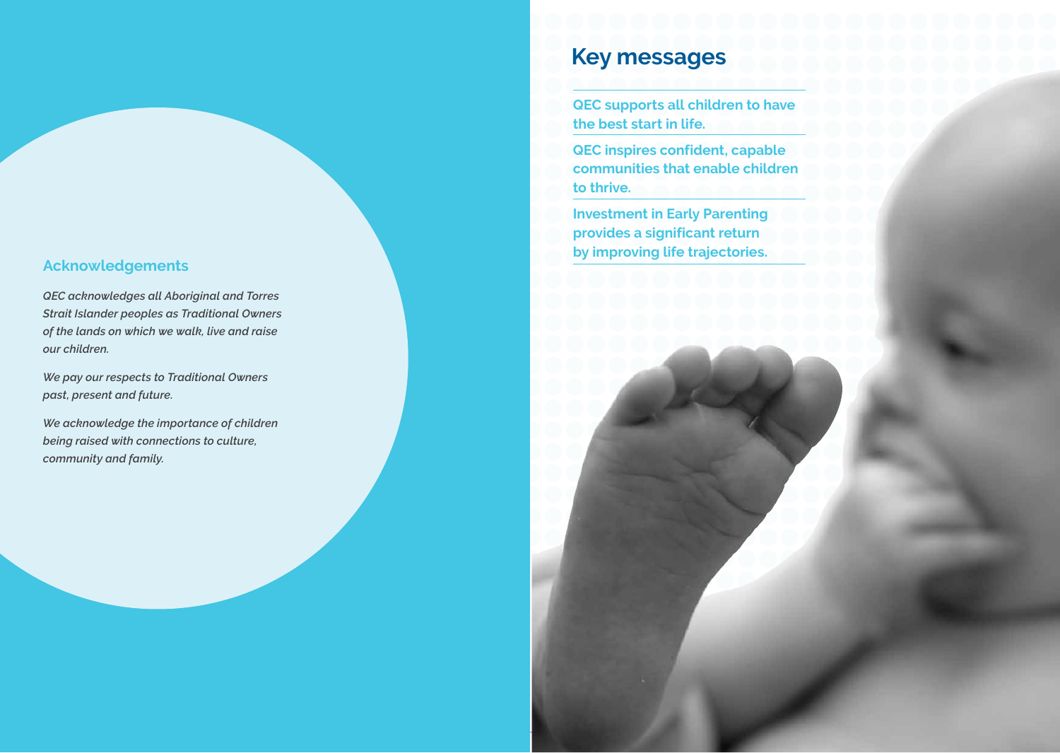## Acknowledgements

*QEC acknowledges all Aboriginal and Torres Strait Islander peoples as Traditional Owners of the lands on which we walk, live and raise our children.*

*We pay our respects to Traditional Owners past, present and future.*

*We acknowledge the importance of children being raised with connections to culture, community and family.*

# Key messages

**QEC supports all children to have the best start in life.**

**QEC inspires confident, capable communities that enable children to thrive.**

**Investment in Early Parenting provides a significant return by improving life trajectories.**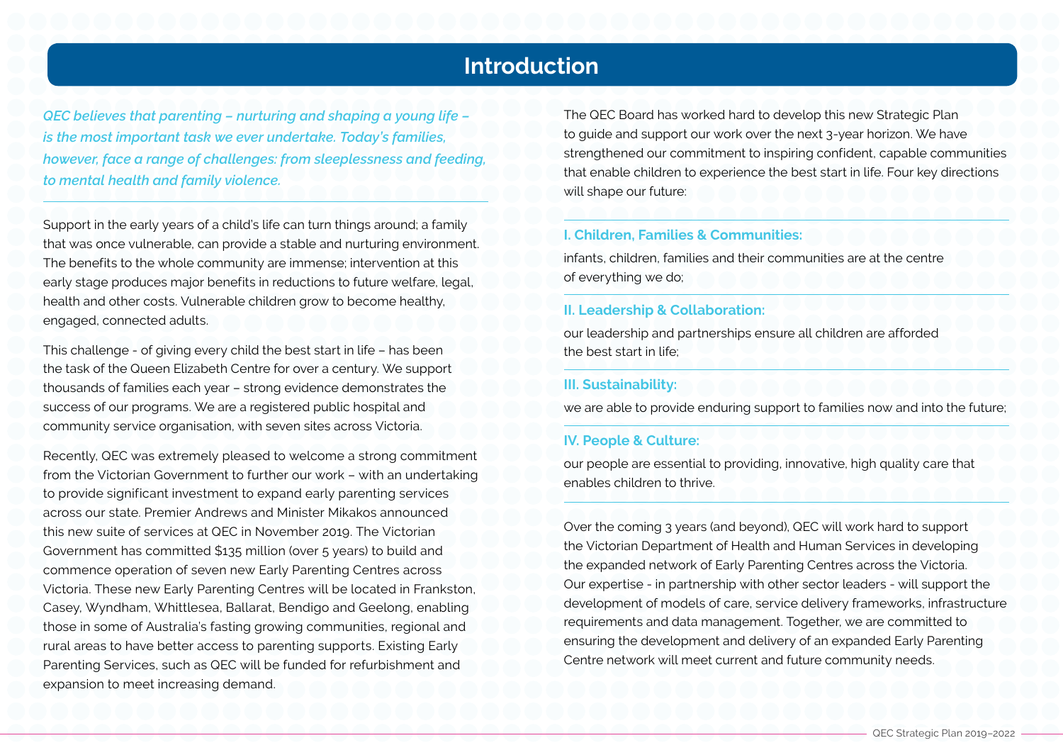# Introduction

*QEC believes that parenting – nurturing and shaping a young life – is the most important task we ever undertake. Today's families, however, face a range of challenges: from sleeplessness and feeding, to mental health and family violence.*

Support in the early years of a child's life can turn things around; a family that was once vulnerable, can provide a stable and nurturing environment. The benefits to the whole community are immense; intervention at this early stage produces major benefits in reductions to future welfare, legal, health and other costs. Vulnerable children grow to become healthy, engaged, connected adults.

This challenge - of giving every child the best start in life – has been the task of the Queen Elizabeth Centre for over a century. We support thousands of families each year – strong evidence demonstrates the success of our programs. We are a registered public hospital and community service organisation, with seven sites across Victoria.

Recently, QEC was extremely pleased to welcome a strong commitment from the Victorian Government to further our work – with an undertaking to provide significant investment to expand early parenting services across our state. Premier Andrews and Minister Mikakos announced this new suite of services at QEC in November 2019. The Victorian Government has committed $135 million (over 5 years) to build and commence operation of seven new Early Parenting Centres across Victoria. These new Early Parenting Centres will be located in Frankston, Casey, Wyndham, Whittlesea, Ballarat, Bendigo and Geelong, enabling those in some of Australia's fasting growing communities, regional and rural areas to have better access to parenting supports. Existing Early Parenting Services, such as QEC will be funded for refurbishment and expansion to meet increasing demand.

The QEC Board has worked hard to develop this new Strategic Plan to guide and support our work over the next 3-year horizon. We have strengthened our commitment to inspiring confident, capable communities that enable children to experience the best start in life. Four key directions will shape our future:

### I. Children, Families & Communities:

infants, children, families and their communities are at the centre of everything we do;

### II. Leadership & Collaboration:

our leadership and partnerships ensure all children are afforded the best start in life;

### III. Sustainability:

we are able to provide enduring support to families now and into the future;

### IV. People & Culture:

our people are essential to providing, innovative, high quality care that enables children to thrive.

Over the coming 3 years (and beyond), QEC will work hard to support the Victorian Department of Health and Human Services in developing the expanded network of Early Parenting Centres across the Victoria. Our expertise - in partnership with other sector leaders - will support the development of models of care, service delivery frameworks, infrastructure requirements and data management. Together, we are committed to ensuring the development and delivery of an expanded Early Parenting Centre network will meet current and future community needs.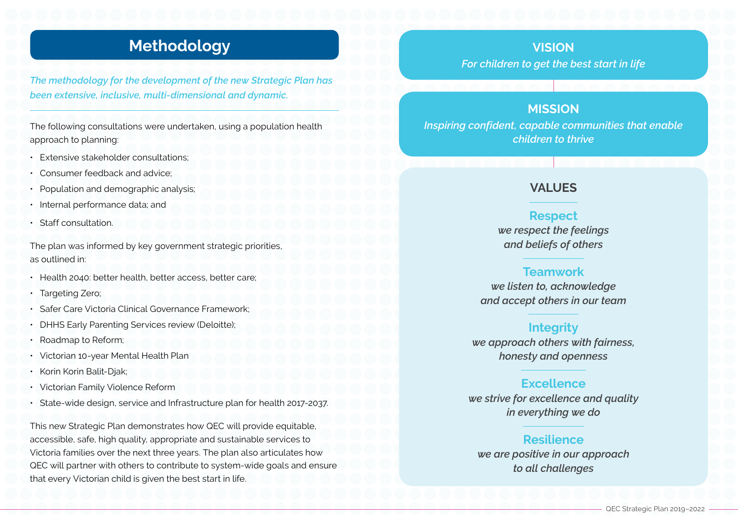## Methodology

*The methodology for the development of the new Strategic Plan has been extensive, inclusive, multi-dimensional and dynamic.*

The following consultations were undertaken, using a population health approach to planning:

- Extensive stakeholder consultations;
- Consumer feedback and advice;
- Population and demographic analysis;
- Internal performance data; and
- Staff consultation.

The plan was informed by key government strategic priorities, as outlined in:

- Health 2040: better health, better access, better care;
- Targeting Zero;
- Safer Care Victoria Clinical Governance Framework;
- DHHS Early Parenting Services review (Deloitte);
- Roadmap to Reform;
- Victorian 10-year Mental Health Plan
- Korin Korin Balit-Djak;
- Victorian Family Violence Reform
- State-wide design, service and Infrastructure plan for health 2017-2037.

This new Strategic Plan demonstrates how QEC will provide equitable, accessible, safe, high quality, appropriate and sustainable services to Victoria families over the next three years. The plan also articulates how QEC will partner with others to contribute to system-wide goals and ensure that every Victorian child is given the best start in life.

## VISION

*For children to get the best start in life*

## MISSION

*Inspiring confident, capable communities that enable children to thrive*

## VALUES

**Respect**
*we respect the feelings and beliefs of others*

**Teamwork**
*we listen to, acknowledge and accept others in our team*

**Integrity**
*we approach others with fairness, honesty and openness*

**Excellence**
*we strive for excellence and quality in everything we do*

**Resilience**
*we are positive in our approach to all challenges*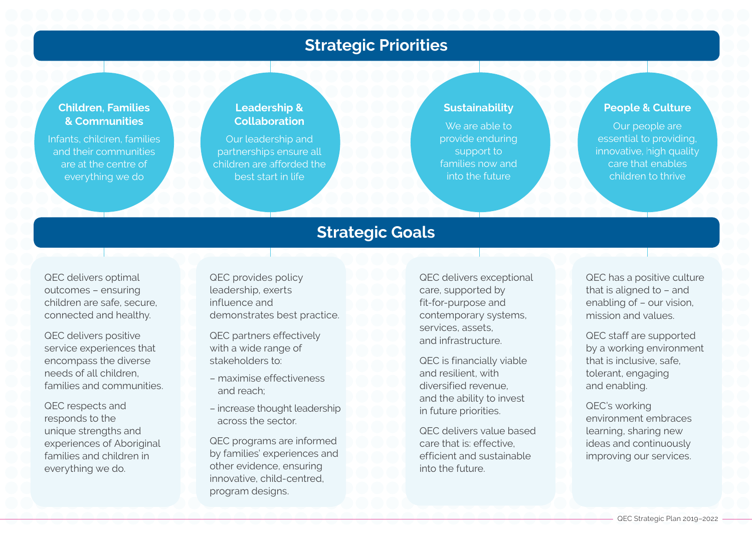## Strategic Priorities

### Children, Families & Communities

Infants, children, families and their communities are at the centre of everything we do

### Leadership & Collaboration

Our leadership and partnerships ensure all children are afforded the best start in life

### Sustainability

We are able to provide enduring support to families now and into the future

### People & Culture

Our people are essential to providing, innovative, high quality care that enables children to thrive

## Strategic Goals

### Children, Families & Communities

QEC delivers optimal outcomes – ensuring children are safe, secure, connected and healthy.

QEC delivers positive service experiences that encompass the diverse needs of all children, families and communities.

QEC respects and responds to the unique strengths and experiences of Aboriginal families and children in everything we do.

### Leadership & Collaboration

QEC provides policy leadership, exerts influence and demonstrates best practice.

QEC partners effectively with a wide range of stakeholders to:

- maximise effectiveness and reach;
- increase thought leadership across the sector.

QEC programs are informed by families' experiences and other evidence, ensuring innovative, child-centred, program designs.

### Sustainability

QEC delivers exceptional care, supported by fit-for-purpose and contemporary systems, services, assets, and infrastructure.

QEC is financially viable and resilient, with diversified revenue, and the ability to invest in future priorities.

QEC delivers value based care that is: effective, efficient and sustainable into the future.

### People & Culture

QEC has a positive culture that is aligned to – and enabling of – our vision, mission and values.

QEC staff are supported by a working environment that is inclusive, safe, tolerant, engaging and enabling.

QEC's working environment embraces learning, sharing new ideas and continuously improving our services.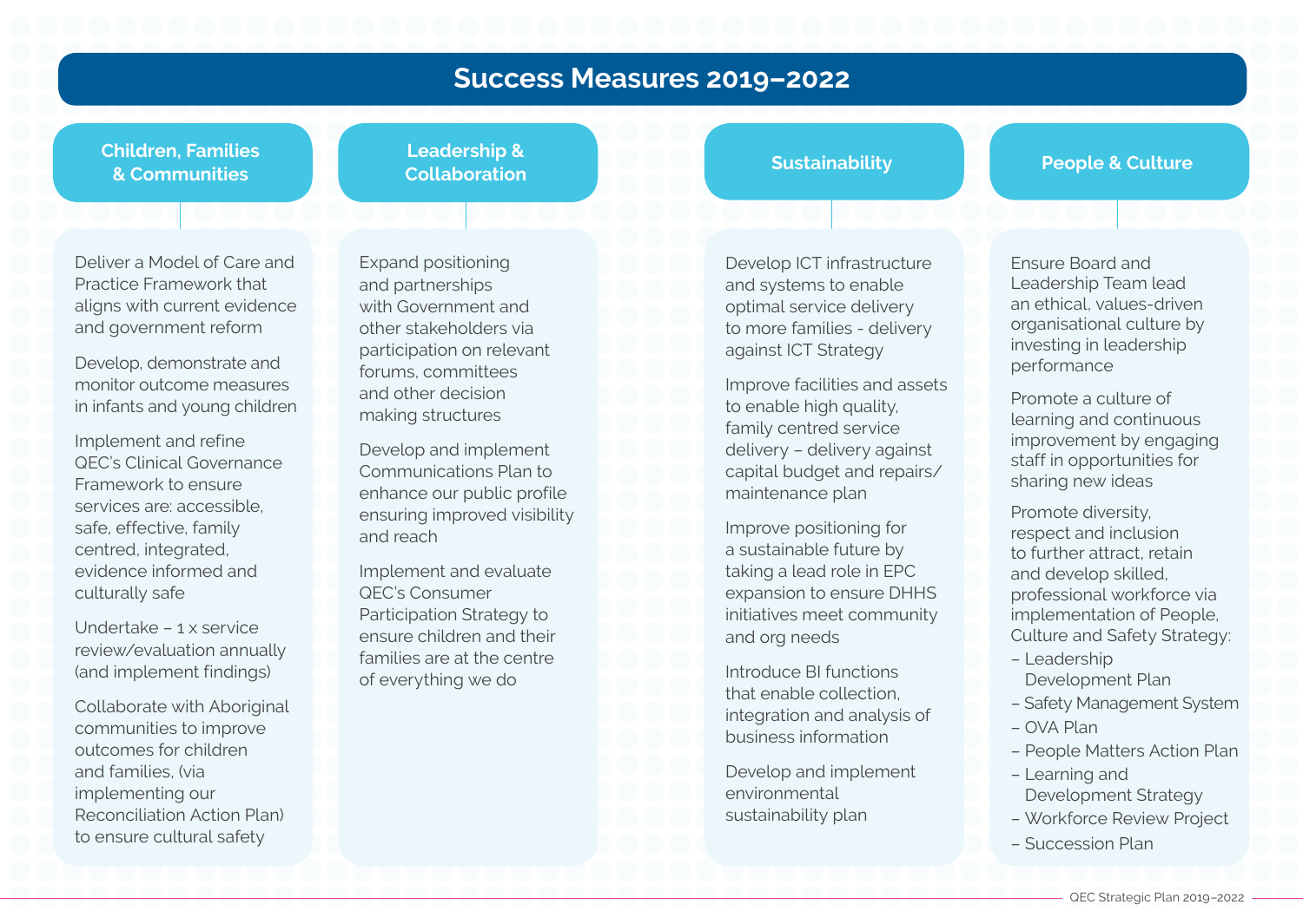# Success Measures 2019–2022

## Children, Families & Communities

Deliver a Model of Care and Practice Framework that aligns with current evidence and government reform

Develop, demonstrate and monitor outcome measures in infants and young children

Implement and refine QEC's Clinical Governance Framework to ensure services are: accessible, safe, effective, family centred, integrated, evidence informed and culturally safe

Undertake – 1 x service review/evaluation annually (and implement findings)

Collaborate with Aboriginal communities to improve outcomes for children and families, (via implementing our Reconciliation Action Plan) to ensure cultural safety

## Leadership & Collaboration

Expand positioning and partnerships with Government and other stakeholders via participation on relevant forums, committees and other decision making structures

Develop and implement Communications Plan to enhance our public profile ensuring improved visibility and reach

Implement and evaluate QEC's Consumer Participation Strategy to ensure children and their families are at the centre of everything we do

## Sustainability

Develop ICT infrastructure and systems to enable optimal service delivery to more families - delivery against ICT Strategy

Improve facilities and assets to enable high quality, family centred service delivery – delivery against capital budget and repairs/ maintenance plan

Improve positioning for a sustainable future by taking a lead role in EPC expansion to ensure DHHS initiatives meet community and org needs

Introduce BI functions that enable collection, integration and analysis of business information

Develop and implement environmental sustainability plan

## People & Culture

Ensure Board and Leadership Team lead an ethical, values-driven organisational culture by investing in leadership performance

Promote a culture of learning and continuous improvement by engaging staff in opportunities for sharing new ideas

Promote diversity, respect and inclusion to further attract, retain and develop skilled, professional workforce via implementation of People, Culture and Safety Strategy:

- Leadership Development Plan
- Safety Management System
- OVA Plan
- People Matters Action Plan
- Learning and Development Strategy
- Workforce Review Project
- Succession Plan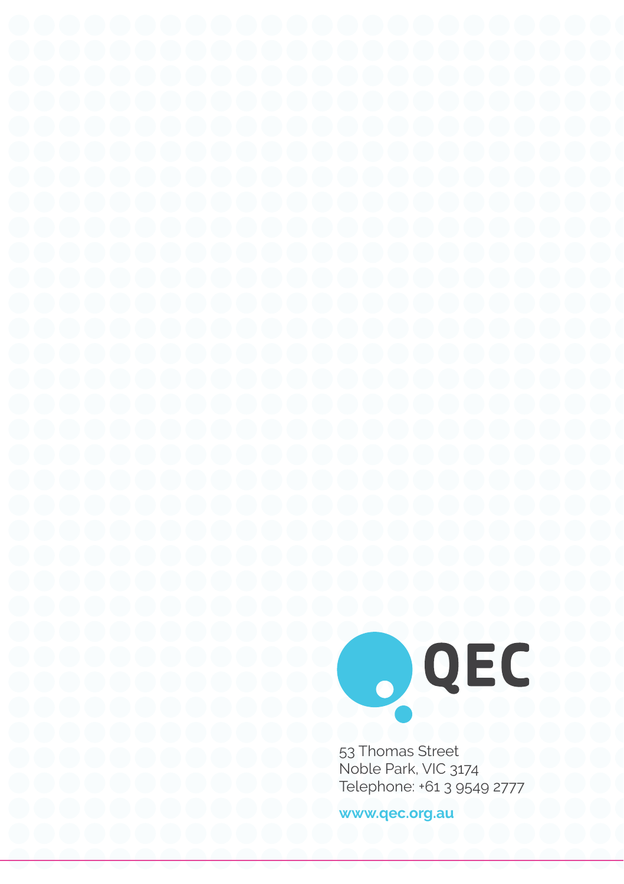QEC

53 Thomas Street
Noble Park, VIC 3174
Telephone: +61 3 9549 2777

**www.qec.org.au**